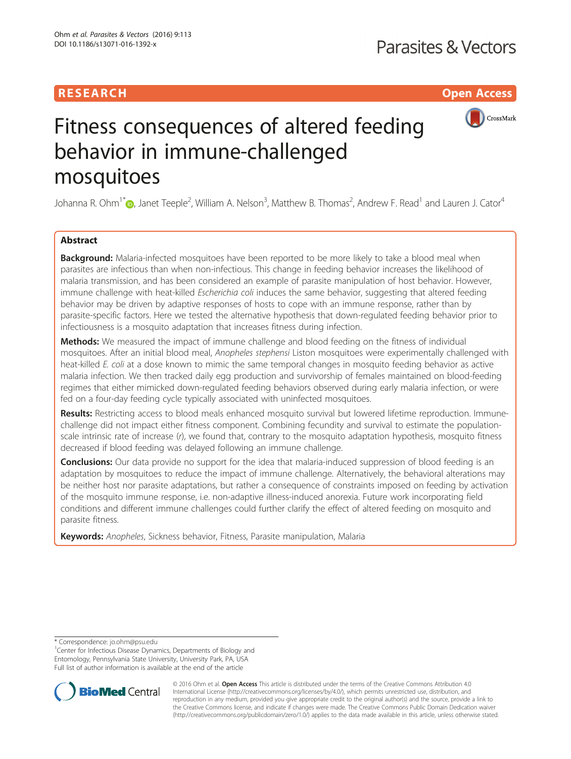RESEARCH Open Access

# Fitness consequences of altered feeding behavior in immune-challenged mosquitoes

Johanna R. Ohm[1*], Janet Teeple[2], William A. Nelson[3], Matthew B. Thomas[2], Andrew F. Read[1] and Lauren J. Cator[4]

## Abstract

**Background:** Malaria-infected mosquitoes have been reported to be more likely to take a blood meal when parasites are infectious than when non-infectious. This change in feeding behavior increases the likelihood of malaria transmission, and has been considered an example of parasite manipulation of host behavior. However, immune challenge with heat-killed *Escherichia coli* induces the same behavior, suggesting that altered feeding behavior may be driven by adaptive responses of hosts to cope with an immune response, rather than by parasite-specific factors. Here we tested the alternative hypothesis that down-regulated feeding behavior prior to infectiousness is a mosquito adaptation that increases fitness during infection.

**Methods:** We measured the impact of immune challenge and blood feeding on the fitness of individual mosquitoes. After an initial blood meal, *Anopheles stephensi* Liston mosquitoes were experimentally challenged with heat-killed *E. coli* at a dose known to mimic the same temporal changes in mosquito feeding behavior as active malaria infection. We then tracked daily egg production and survivorship of females maintained on blood-feeding regimes that either mimicked down-regulated feeding behaviors observed during early malaria infection, or were fed on a four-day feeding cycle typically associated with uninfected mosquitoes.

**Results:** Restricting access to blood meals enhanced mosquito survival but lowered lifetime reproduction. Immune-challenge did not impact either fitness component. Combining fecundity and survival to estimate the population-scale intrinsic rate of increase ($r$), we found that, contrary to the mosquito adaptation hypothesis, mosquito fitness decreased if blood feeding was delayed following an immune challenge.

**Conclusions:** Our data provide no support for the idea that malaria-induced suppression of blood feeding is an adaptation by mosquitoes to reduce the impact of immune challenge. Alternatively, the behavioral alterations may be neither host nor parasite adaptations, but rather a consequence of constraints imposed on feeding by activation of the mosquito immune response, i.e. non-adaptive illness-induced anorexia. Future work incorporating field conditions and different immune challenges could further clarify the effect of altered feeding on mosquito and parasite fitness.

**Keywords:** *Anopheles*, Sickness behavior, Fitness, Parasite manipulation, Malaria

\* Correspondence: jo.ohm@psu.edu
[1]Center for Infectious Disease Dynamics, Departments of Biology and Entomology, Pennsylvania State University, University Park, PA, USA
Full list of author information is available at the end of the article

© 2016 Ohm et al. **Open Access** This article is distributed under the terms of the Creative Commons Attribution 4.0 International License (http://creativecommons.org/licenses/by/4.0/), which permits unrestricted use, distribution, and reproduction in any medium, provided you give appropriate credit to the original author(s) and the source, provide a link to the Creative Commons license, and indicate if changes were made. The Creative Commons Public Domain Dedication waiver (http://creativecommons.org/publicdomain/zero/1.0/) applies to the data made available in this article, unless otherwise stated.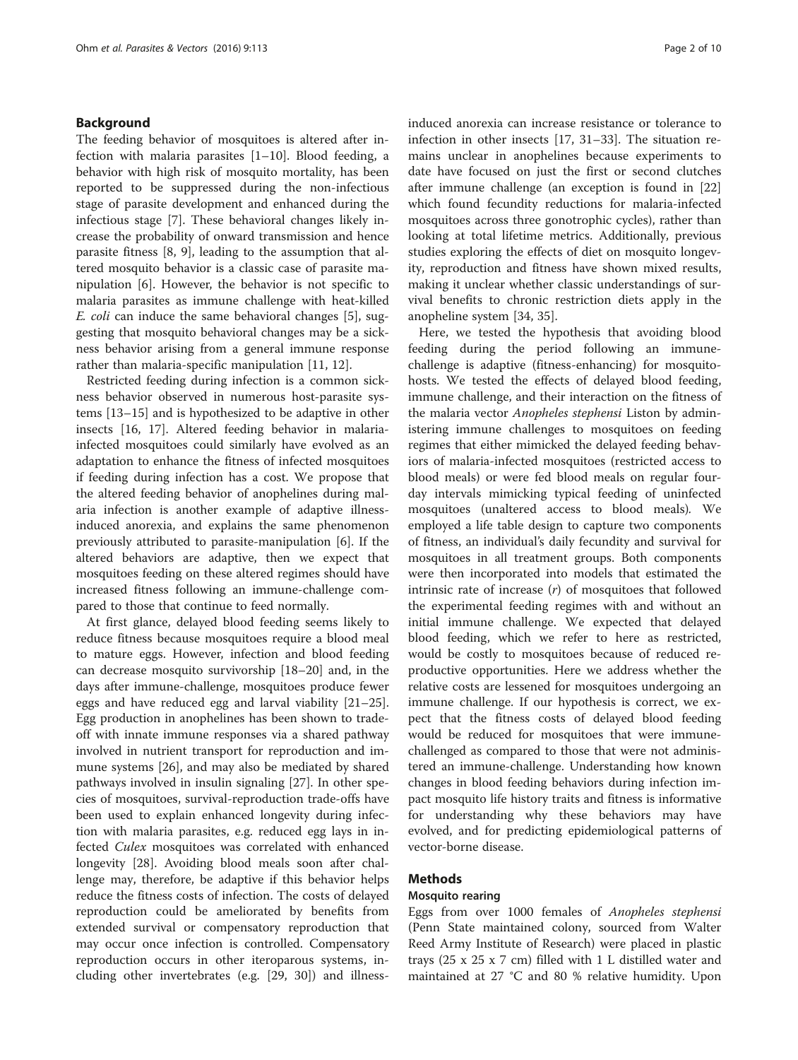## Background

The feeding behavior of mosquitoes is altered after infection with malaria parasites [1–10]. Blood feeding, a behavior with high risk of mosquito mortality, has been reported to be suppressed during the non-infectious stage of parasite development and enhanced during the infectious stage [7]. These behavioral changes likely increase the probability of onward transmission and hence parasite fitness [8, 9], leading to the assumption that altered mosquito behavior is a classic case of parasite manipulation [6]. However, the behavior is not specific to malaria parasites as immune challenge with heat-killed *E. coli* can induce the same behavioral changes [5], suggesting that mosquito behavioral changes may be a sickness behavior arising from a general immune response rather than malaria-specific manipulation [11, 12].

Restricted feeding during infection is a common sickness behavior observed in numerous host-parasite systems [13–15] and is hypothesized to be adaptive in other insects [16, 17]. Altered feeding behavior in malaria-infected mosquitoes could similarly have evolved as an adaptation to enhance the fitness of infected mosquitoes if feeding during infection has a cost. We propose that the altered feeding behavior of anophelines during malaria infection is another example of adaptive illness-induced anorexia, and explains the same phenomenon previously attributed to parasite-manipulation [6]. If the altered behaviors are adaptive, then we expect that mosquitoes feeding on these altered regimes should have increased fitness following an immune-challenge compared to those that continue to feed normally.

At first glance, delayed blood feeding seems likely to reduce fitness because mosquitoes require a blood meal to mature eggs. However, infection and blood feeding can decrease mosquito survivorship [18–20] and, in the days after immune-challenge, mosquitoes produce fewer eggs and have reduced egg and larval viability [21–25]. Egg production in anophelines has been shown to trade-off with innate immune responses via a shared pathway involved in nutrient transport for reproduction and immune systems [26], and may also be mediated by shared pathways involved in insulin signaling [27]. In other species of mosquitoes, survival-reproduction trade-offs have been used to explain enhanced longevity during infection with malaria parasites, e.g. reduced egg lays in infected *Culex* mosquitoes was correlated with enhanced longevity [28]. Avoiding blood meals soon after challenge may, therefore, be adaptive if this behavior helps reduce the fitness costs of infection. The costs of delayed reproduction could be ameliorated by benefits from extended survival or compensatory reproduction that may occur once infection is controlled. Compensatory reproduction occurs in other iteroparous systems, including other invertebrates (e.g. [29, 30]) and illness-induced anorexia can increase resistance or tolerance to infection in other insects [17, 31–33]. The situation remains unclear in anophelines because experiments to date have focused on just the first or second clutches after immune challenge (an exception is found in [22] which found fecundity reductions for malaria-infected mosquitoes across three gonotrophic cycles), rather than looking at total lifetime metrics. Additionally, previous studies exploring the effects of diet on mosquito longevity, reproduction and fitness have shown mixed results, making it unclear whether classic understandings of survival benefits to chronic restriction diets apply in the anopheline system [34, 35].

Here, we tested the hypothesis that avoiding blood feeding during the period following an immune-challenge is adaptive (fitness-enhancing) for mosquito-hosts. We tested the effects of delayed blood feeding, immune challenge, and their interaction on the fitness of the malaria vector *Anopheles stephensi* Liston by administering immune challenges to mosquitoes on feeding regimes that either mimicked the delayed feeding behaviors of malaria-infected mosquitoes (restricted access to blood meals) or were fed blood meals on regular four-day intervals mimicking typical feeding of uninfected mosquitoes (unaltered access to blood meals). We employed a life table design to capture two components of fitness, an individual's daily fecundity and survival for mosquitoes in all treatment groups. Both components were then incorporated into models that estimated the intrinsic rate of increase ($r$) of mosquitoes that followed the experimental feeding regimes with and without an initial immune challenge. We expected that delayed blood feeding, which we refer to here as restricted, would be costly to mosquitoes because of reduced reproductive opportunities. Here we address whether the relative costs are lessened for mosquitoes undergoing an immune challenge. If our hypothesis is correct, we expect that the fitness costs of delayed blood feeding would be reduced for mosquitoes that were immune-challenged as compared to those that were not administered an immune-challenge. Understanding how known changes in blood feeding behaviors during infection impact mosquito life history traits and fitness is informative for understanding why these behaviors may have evolved, and for predicting epidemiological patterns of vector-borne disease.

## Methods

### Mosquito rearing

Eggs from over 1000 females of *Anopheles stephensi* (Penn State maintained colony, sourced from Walter Reed Army Institute of Research) were placed in plastic trays (25 x 25 x 7 cm) filled with 1 L distilled water and maintained at 27 °C and 80 % relative humidity. Upon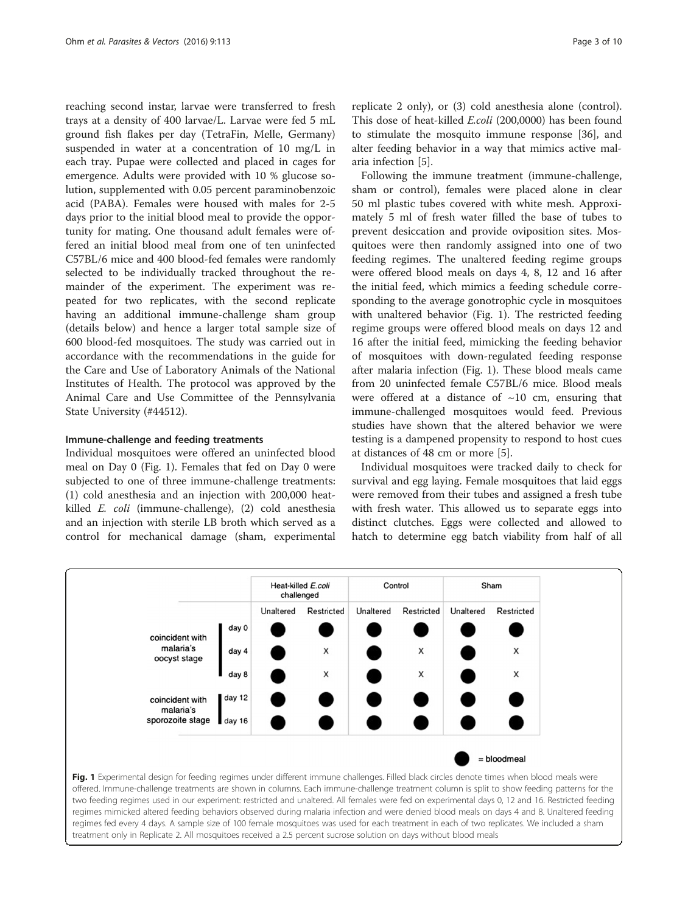reaching second instar, larvae were transferred to fresh trays at a density of 400 larvae/L. Larvae were fed 5 mL ground fish flakes per day (TetraFin, Melle, Germany) suspended in water at a concentration of 10 mg/L in each tray. Pupae were collected and placed in cages for emergence. Adults were provided with 10 % glucose solution, supplemented with 0.05 percent paraminobenzoic acid (PABA). Females were housed with males for 2-5 days prior to the initial blood meal to provide the opportunity for mating. One thousand adult females were offered an initial blood meal from one of ten uninfected C57BL/6 mice and 400 blood-fed females were randomly selected to be individually tracked throughout the remainder of the experiment. The experiment was repeated for two replicates, with the second replicate having an additional immune-challenge sham group (details below) and hence a larger total sample size of 600 blood-fed mosquitoes. The study was carried out in accordance with the recommendations in the guide for the Care and Use of Laboratory Animals of the National Institutes of Health. The protocol was approved by the Animal Care and Use Committee of the Pennsylvania State University (#44512).

### Immune-challenge and feeding treatments

Individual mosquitoes were offered an uninfected blood meal on Day 0 (Fig. 1). Females that fed on Day 0 were subjected to one of three immune-challenge treatments: (1) cold anesthesia and an injection with 200,000 heat-killed *E. coli* (immune-challenge), (2) cold anesthesia and an injection with sterile LB broth which served as a control for mechanical damage (sham, experimental replicate 2 only), or (3) cold anesthesia alone (control). This dose of heat-killed *E.coli* (200,0000) has been found to stimulate the mosquito immune response [36], and alter feeding behavior in a way that mimics active malaria infection [5].

Following the immune treatment (immune-challenge, sham or control), females were placed alone in clear 50 ml plastic tubes covered with white mesh. Approximately 5 ml of fresh water filled the base of tubes to prevent desiccation and provide oviposition sites. Mosquitoes were then randomly assigned into one of two feeding regimes. The unaltered feeding regime groups were offered blood meals on days 4, 8, 12 and 16 after the initial feed, which mimics a feeding schedule corresponding to the average gonotrophic cycle in mosquitoes with unaltered behavior (Fig. 1). The restricted feeding regime groups were offered blood meals on days 12 and 16 after the initial feed, mimicking the feeding behavior of mosquitoes with down-regulated feeding response after malaria infection (Fig. 1). These blood meals came from 20 uninfected female C57BL/6 mice. Blood meals were offered at a distance of ~10 cm, ensuring that immune-challenged mosquitoes would feed. Previous studies have shown that the altered behavior we were testing is a dampened propensity to respond to host cues at distances of 48 cm or more [5].

Individual mosquitoes were tracked daily to check for survival and egg laying. Female mosquitoes that laid eggs were removed from their tubes and assigned a fresh tube with fresh water. This allowed us to separate eggs into distinct clutches. Eggs were collected and allowed to hatch to determine egg batch viability from half of all

| | | Heat-killed *E.coli* challenged | | Control | | Sham | |
|---|---|---|---|---|---|---|---|
| | | Unaltered | Restricted | Unaltered | Restricted | Unaltered | Restricted |
| coincident with malaria's oocyst stage | day 0 | ● | ● | ● | ● | ● | ● |
| | day 4 | ● | x | ● | x | ● | x |
| | day 8 | ● | x | ● | x | ● | x |
| coincident with malaria's sporozoite stage | day 12 | ● | ● | ● | ● | ● | ● |
| | day 16 | ● | ● | ● | ● | ● | ● |

● = bloodmeal

**Fig. 1** Experimental design for feeding regimes under different immune challenges. Filled black circles denote times when blood meals were offered. Immune-challenge treatments are shown in columns. Each immune-challenge treatment column is split to show feeding patterns for the two feeding regimes used in our experiment: restricted and unaltered. All females were fed on experimental days 0, 12 and 16. Restricted feeding regimes mimicked altered feeding behaviors observed during malaria infection and were denied blood meals on days 4 and 8. Unaltered feeding regimes fed every 4 days. A sample size of 100 female mosquitoes was used for each treatment in each of two replicates. We included a sham treatment only in Replicate 2. All mosquitoes received a 2.5 percent sucrose solution on days without blood meals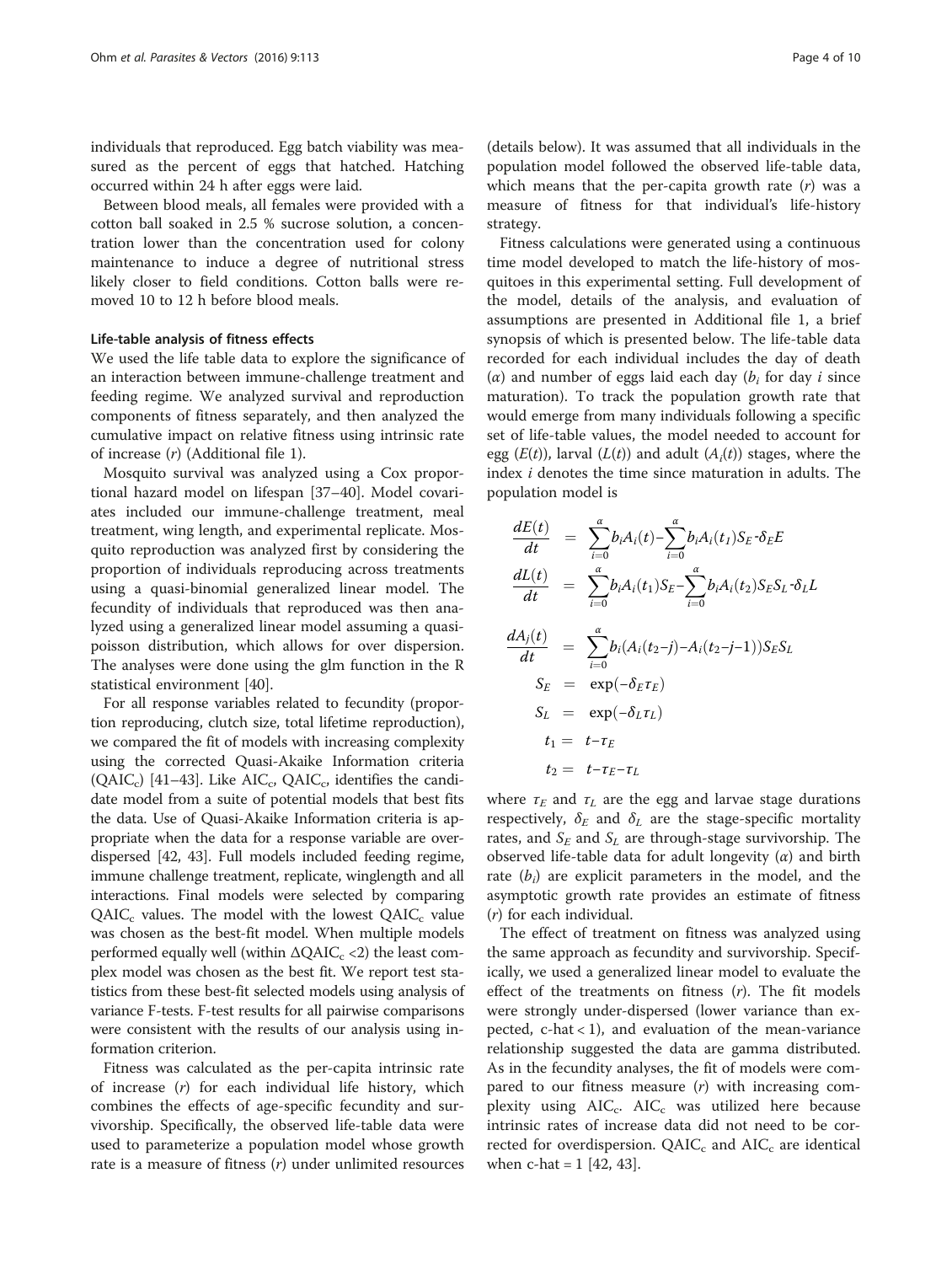individuals that reproduced. Egg batch viability was measured as the percent of eggs that hatched. Hatching occurred within 24 h after eggs were laid.

Between blood meals, all females were provided with a cotton ball soaked in 2.5 % sucrose solution, a concentration lower than the concentration used for colony maintenance to induce a degree of nutritional stress likely closer to field conditions. Cotton balls were removed 10 to 12 h before blood meals.

#### Life-table analysis of fitness effects

We used the life table data to explore the significance of an interaction between immune-challenge treatment and feeding regime. We analyzed survival and reproduction components of fitness separately, and then analyzed the cumulative impact on relative fitness using intrinsic rate of increase ($r$) (Additional file 1).

Mosquito survival was analyzed using a Cox proportional hazard model on lifespan [37–40]. Model covariates included our immune-challenge treatment, meal treatment, wing length, and experimental replicate. Mosquito reproduction was analyzed first by considering the proportion of individuals reproducing across treatments using a quasi-binomial generalized linear model. The fecundity of individuals that reproduced was then analyzed using a generalized linear model assuming a quasi-poisson distribution, which allows for over dispersion. The analyses were done using the glm function in the R statistical environment [40].

For all response variables related to fecundity (proportion reproducing, clutch size, total lifetime reproduction), we compared the fit of models with increasing complexity using the corrected Quasi-Akaike Information criteria ($QAIC_c$) [41–43]. Like $AIC_c$, $QAIC_c$, identifies the candidate model from a suite of potential models that best fits the data. Use of Quasi-Akaike Information criteria is appropriate when the data for a response variable are over-dispersed [42, 43]. Full models included feeding regime, immune challenge treatment, replicate, winglength and all interactions. Final models were selected by comparing $QAIC_c$ values. The model with the lowest $QAIC_c$ value was chosen as the best-fit model. When multiple models performed equally well (within $\Delta QAIC_c < 2$) the least complex model was chosen as the best fit. We report test statistics from these best-fit selected models using analysis of variance F-tests. F-test results for all pairwise comparisons were consistent with the results of our analysis using information criterion.

Fitness was calculated as the per-capita intrinsic rate of increase ($r$) for each individual life history, which combines the effects of age-specific fecundity and survivorship. Specifically, the observed life-table data were used to parameterize a population model whose growth rate is a measure of fitness ($r$) under unlimited resources (details below). It was assumed that all individuals in the population model followed the observed life-table data, which means that the per-capita growth rate ($r$) was a measure of fitness for that individual's life-history strategy.

Fitness calculations were generated using a continuous time model developed to match the life-history of mosquitoes in this experimental setting. Full development of the model, details of the analysis, and evaluation of assumptions are presented in Additional file 1, a brief synopsis of which is presented below. The life-table data recorded for each individual includes the day of death ($\alpha$) and number of eggs laid each day ($b_i$ for day $i$ since maturation). To track the population growth rate that would emerge from many individuals following a specific set of life-table values, the model needed to account for egg ($E(t)$), larval ($L(t)$) and adult ($A_i(t)$) stages, where the index $i$ denotes the time since maturation in adults. The population model is

$$
\begin{aligned}
\frac{dE(t)}{dt} &= \sum_{i=0}^{\alpha} b_i A_i(t) - \sum_{i=0}^{\alpha} b_i A_i(t_1) S_E - \delta_E E \\
\frac{dL(t)}{dt} &= \sum_{i=0}^{\alpha} b_i A_i(t_1) S_E - \sum_{i=0}^{\alpha} b_i A_i(t_2) S_E S_L - \delta_L L \\
\frac{dA_j(t)}{dt} &= \sum_{i=0}^{\alpha} b_i (A_i(t_2 - j) - A_i(t_2 - j - 1)) S_E S_L \\
S_E &= \exp(-\delta_E \tau_E) \\
S_L &= \exp(-\delta_L \tau_L) \\
t_1 &= t - \tau_E \\
t_2 &= t - \tau_E - \tau_L
\end{aligned}
$$

where $\tau_E$ and $\tau_L$ are the egg and larvae stage durations respectively, $\delta_E$ and $\delta_L$ are the stage-specific mortality rates, and $S_E$ and $S_L$ are through-stage survivorship. The observed life-table data for adult longevity ($\alpha$) and birth rate ($b_i$) are explicit parameters in the model, and the asymptotic growth rate provides an estimate of fitness ($r$) for each individual.

The effect of treatment on fitness was analyzed using the same approach as fecundity and survivorship. Specifically, we used a generalized linear model to evaluate the effect of the treatments on fitness ($r$). The fit models were strongly under-dispersed (lower variance than expected, c-hat < 1), and evaluation of the mean-variance relationship suggested the data are gamma distributed. As in the fecundity analyses, the fit of models were compared to our fitness measure ($r$) with increasing complexity using $AIC_c$. $AIC_c$ was utilized here because intrinsic rates of increase data did not need to be corrected for overdispersion. $QAIC_c$ and $AIC_c$ are identical when c-hat = 1 [42, 43].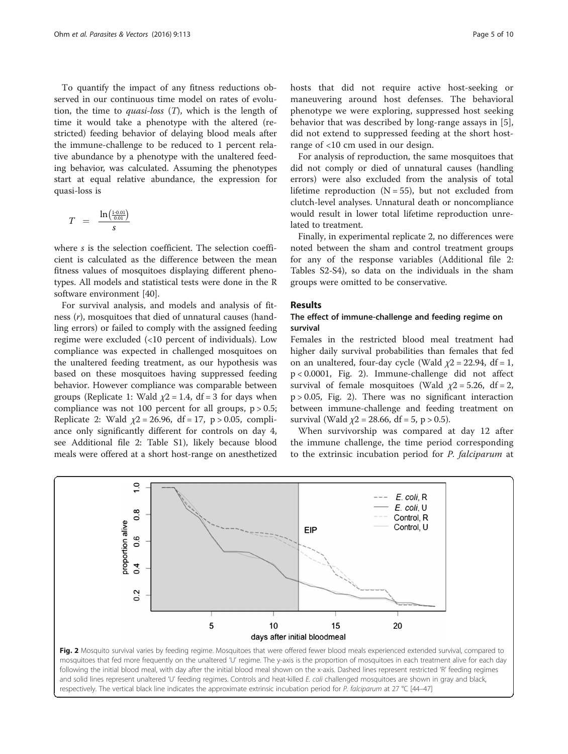To quantify the impact of any fitness reductions observed in our continuous time model on rates of evolution, the time to *quasi-loss* ($T$), which is the length of time it would take a phenotype with the altered (restricted) feeding behavior of delaying blood meals after the immune-challenge to be reduced to 1 percent relative abundance by a phenotype with the unaltered feeding behavior, was calculated. Assuming the phenotypes start at equal relative abundance, the expression for quasi-loss is

$$T = \frac{\ln\left(\frac{1-0.01}{0.01}\right)}{s}$$

where $s$ is the selection coefficient. The selection coefficient is calculated as the difference between the mean fitness values of mosquitoes displaying different phenotypes. All models and statistical tests were done in the R software environment [40].

For survival analysis, and models and analysis of fitness ($r$), mosquitoes that died of unnatural causes (handling errors) or failed to comply with the assigned feeding regime were excluded (<10 percent of individuals). Low compliance was expected in challenged mosquitoes on the unaltered feeding treatment, as our hypothesis was based on these mosquitoes having suppressed feeding behavior. However compliance was comparable between groups (Replicate 1: Wald $\chi 2 = 1.4$, df = 3 for days when compliance was not 100 percent for all groups, $p > 0.5$; Replicate 2: Wald $\chi 2 = 26.96$, df = 17, $p > 0.05$, compliance only significantly different for controls on day 4, see Additional file 2: Table S1), likely because blood meals were offered at a short host-range on anesthetized hosts that did not require active host-seeking or maneuvering around host defenses. The behavioral phenotype we were exploring, suppressed host seeking behavior that was described by long-range assays in [5], did not extend to suppressed feeding at the short host-range of <10 cm used in our design.

For analysis of reproduction, the same mosquitoes that did not comply or died of unnatural causes (handling errors) were also excluded from the analysis of total lifetime reproduction (N = 55), but not excluded from clutch-level analyses. Unnatural death or noncompliance would result in lower total lifetime reproduction unrelated to treatment.

Finally, in experimental replicate 2, no differences were noted between the sham and control treatment groups for any of the response variables (Additional file 2: Tables S2-S4), so data on the individuals in the sham groups were omitted to be conservative.

## Results

### The effect of immune-challenge and feeding regime on survival

Females in the restricted blood meal treatment had higher daily survival probabilities than females that fed on an unaltered, four-day cycle (Wald $\chi 2 = 22.94$, df = 1, $p < 0.0001$, Fig. 2). Immune-challenge did not affect survival of female mosquitoes (Wald $\chi 2 = 5.26$, df = 2, $p > 0.05$, Fig. 2). There was no significant interaction between immune-challenge and feeding treatment on survival (Wald $\chi 2 = 28.66$, df = 5, $p > 0.5$).

When survivorship was compared at day 12 after the immune challenge, the time period corresponding to the extrinsic incubation period for *P. falciparum* at

**Fig. 2** Mosquito survival varies by feeding regime. Mosquitoes that were offered fewer blood meals experienced extended survival, compared to mosquitoes that fed more frequently on the unaltered 'U' regime. The y-axis is the proportion of mosquitoes in each treatment alive for each day following the initial blood meal, with day after the initial blood meal shown on the x-axis. Dashed lines represent restricted 'R' feeding regimes and solid lines represent unaltered 'U' feeding regimes. Controls and heat-killed *E. coli* challenged mosquitoes are shown in gray and black, respectively. The vertical black line indicates the approximate extrinsic incubation period for *P. falciparum* at 27 °C [44–47]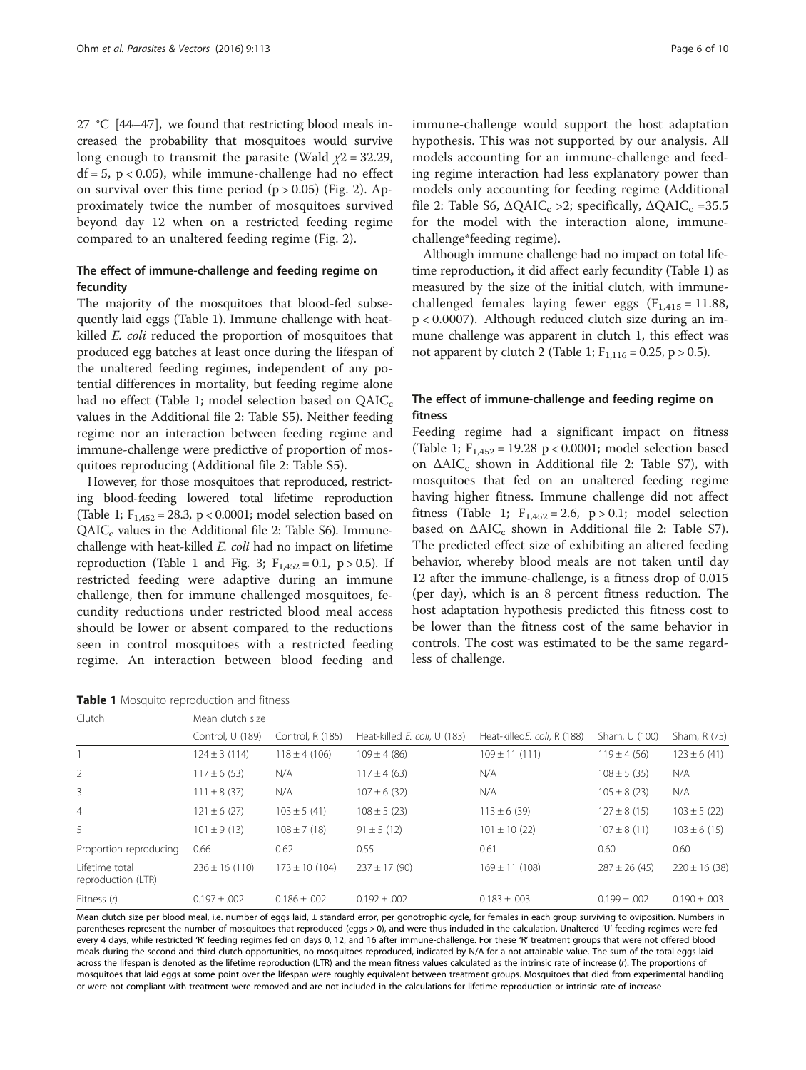27 °C [44–47], we found that restricting blood meals increased the probability that mosquitoes would survive long enough to transmit the parasite (Wald $\chi 2 = 32.29$, $df = 5$, $p < 0.05$), while immune-challenge had no effect on survival over this time period ($p > 0.05$) (Fig. 2). Approximately twice the number of mosquitoes survived beyond day 12 when on a restricted feeding regime compared to an unaltered feeding regime (Fig. 2).

### The effect of immune-challenge and feeding regime on fecundity

The majority of the mosquitoes that blood-fed subsequently laid eggs (Table 1). Immune challenge with heat-killed *E. coli* reduced the proportion of mosquitoes that produced egg batches at least once during the lifespan of the unaltered feeding regimes, independent of any potential differences in mortality, but feeding regime alone had no effect (Table 1; model selection based on $QAIC_c$ values in the Additional file 2: Table S5). Neither feeding regime nor an interaction between feeding regime and immune-challenge were predictive of proportion of mosquitoes reproducing (Additional file 2: Table S5).

However, for those mosquitoes that reproduced, restricting blood-feeding lowered total lifetime reproduction (Table 1; $F_{1,452} = 28.3$, $p < 0.0001$; model selection based on $QAIC_c$ values in the Additional file 2: Table S6). Immune-challenge with heat-killed *E. coli* had no impact on lifetime reproduction (Table 1 and Fig. 3; $F_{1,452} = 0.1$, $p > 0.5$). If restricted feeding were adaptive during an immune challenge, then for immune challenged mosquitoes, fecundity reductions under restricted blood meal access should be lower or absent compared to the reductions seen in control mosquitoes with a restricted feeding regime. An interaction between blood feeding and immune-challenge would support the host adaptation hypothesis. This was not supported by our analysis. All models accounting for an immune-challenge and feeding regime interaction had less explanatory power than models only accounting for feeding regime (Additional file 2: Table S6, $\Delta QAIC_c > 2$; specifically, $\Delta QAIC_c = 35.5$ for the model with the interaction alone, immune-challenge*feeding regime).

Although immune challenge had no impact on total lifetime reproduction, it did affect early fecundity (Table 1) as measured by the size of the initial clutch, with immune-challenged females laying fewer eggs ($F_{1,415} = 11.88$, $p < 0.0007$). Although reduced clutch size during an immune challenge was apparent in clutch 1, this effect was not apparent by clutch 2 (Table 1; $F_{1,116} = 0.25$, $p > 0.5$).

### The effect of immune-challenge and feeding regime on fitness

Feeding regime had a significant impact on fitness (Table 1; $F_{1,452} = 19.28$ $p < 0.0001$; model selection based on $\Delta AIC_c$ shown in Additional file 2: Table S7), with mosquitoes that fed on an unaltered feeding regime having higher fitness. Immune challenge did not affect fitness (Table 1; $F_{1,452} = 2.6$, $p > 0.1$; model selection based on $\Delta AIC_c$ shown in Additional file 2: Table S7). The predicted effect size of exhibiting an altered feeding behavior, whereby blood meals are not taken until day 12 after the immune-challenge, is a fitness drop of 0.015 (per day), which is an 8 percent fitness reduction. The host adaptation hypothesis predicted this fitness cost to be lower than the fitness cost of the same behavior in controls. The cost was estimated to be the same regardless of challenge.

**Table 1** Mosquito reproduction and fitness

| Clutch | Mean clutch size | | | | | |
|---|---|---|---|---|---|---|
| | Control, U (189) | Control, R (185) | Heat-killed *E. coli*, U (183) | Heat-killed *E. coli*, R (188) | Sham, U (100) | Sham, R (75) |
| 1 | 124 ± 3 (114) | 118 ± 4 (106) | 109 ± 4 (86) | 109 ± 11 (111) | 119 ± 4 (56) | 123 ± 6 (41) |
| 2 | 117 ± 6 (53) | N/A | 117 ± 4 (63) | N/A | 108 ± 5 (35) | N/A |
| 3 | 111 ± 8 (37) | N/A | 107 ± 6 (32) | N/A | 105 ± 8 (23) | N/A |
| 4 | 121 ± 6 (27) | 103 ± 5 (41) | 108 ± 5 (23) | 113 ± 6 (39) | 127 ± 8 (15) | 103 ± 5 (22) |
| 5 | 101 ± 9 (13) | 108 ± 7 (18) | 91 ± 5 (12) | 101 ± 10 (22) | 107 ± 8 (11) | 103 ± 6 (15) |
| Proportion reproducing | 0.66 | 0.62 | 0.55 | 0.61 | 0.60 | 0.60 |
| Lifetime total reproduction (LTR) | 236 ± 16 (110) | 173 ± 10 (104) | 237 ± 17 (90) | 169 ± 11 (108) | 287 ± 26 (45) | 220 ± 16 (38) |
| Fitness (*r*) | 0.197 ± .002 | 0.186 ± .002 | 0.192 ± .002 | 0.183 ± .003 | 0.199 ± .002 | 0.190 ± .003 |

Mean clutch size per blood meal, i.e. number of eggs laid, ± standard error, per gonotrophic cycle, for females in each group surviving to oviposition. Numbers in parentheses represent the number of mosquitoes that reproduced (eggs > 0), and were thus included in the calculation. Unaltered 'U' feeding regimes were fed every 4 days, while restricted 'R' feeding regimes fed on days 0, 12, and 16 after immune-challenge. For these 'R' treatment groups that were not offered blood meals during the second and third clutch opportunities, no mosquitoes reproduced, indicated by N/A for a not attainable value. The sum of the total eggs laid across the lifespan is denoted as the lifetime reproduction (LTR) and the mean fitness values calculated as the intrinsic rate of increase (*r*). The proportions of mosquitoes that laid eggs at some point over the lifespan were roughly equivalent between treatment groups. Mosquitoes that died from experimental handling or were not compliant with treatment were removed and are not included in the calculations for lifetime reproduction or intrinsic rate of increase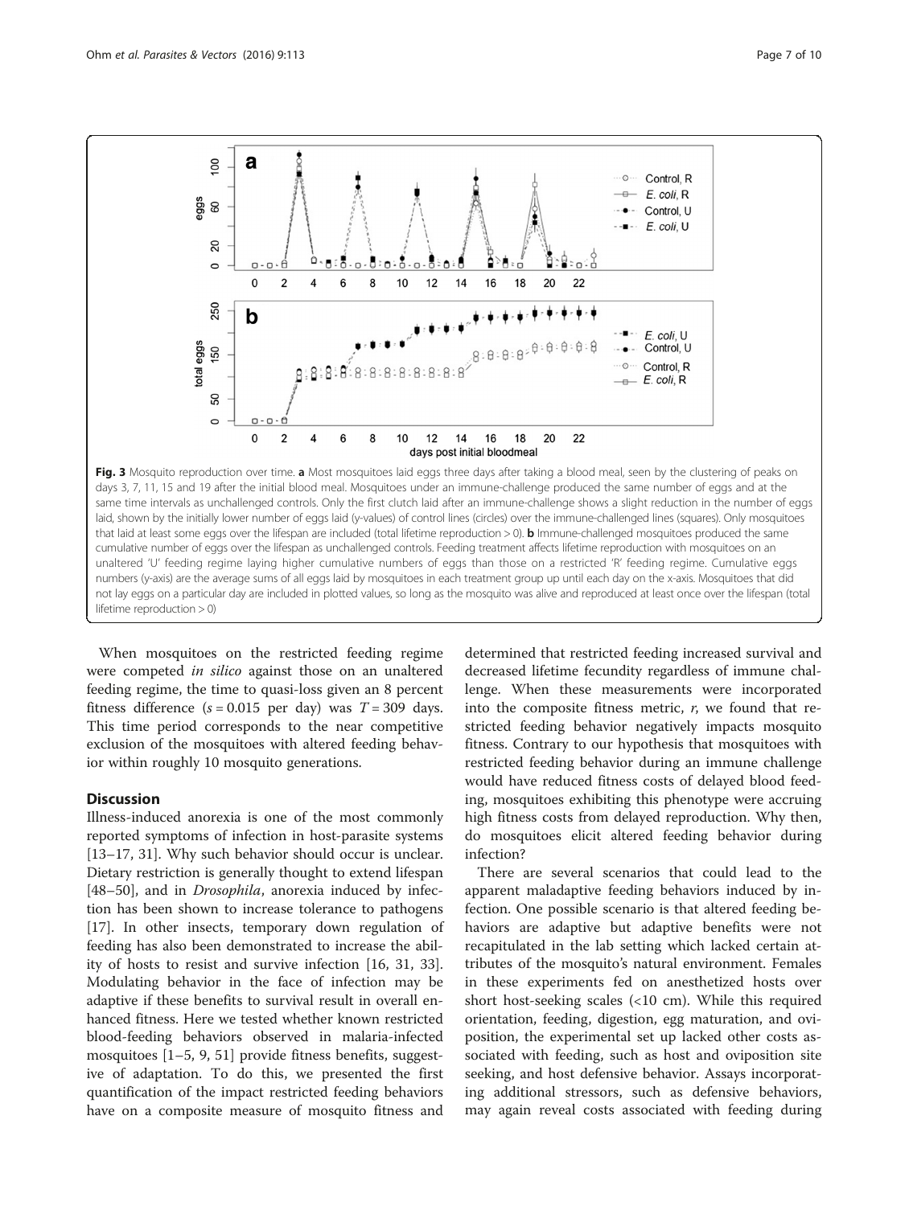Fig. 3 Mosquito reproduction over time. **a** Most mosquitoes laid eggs three days after taking a blood meal, seen by the clustering of peaks on days 3, 7, 11, 15 and 19 after the initial blood meal. Mosquitoes under an immune-challenge produced the same number of eggs and at the same time intervals as unchallenged controls. Only the first clutch laid after an immune-challenge shows a slight reduction in the number of eggs laid, shown by the initially lower number of eggs laid (y-values) of control lines (circles) over the immune-challenged lines (squares). Only mosquitoes that laid at least some eggs over the lifespan are included (total lifetime reproduction > 0). **b** Immune-challenged mosquitoes produced the same cumulative number of eggs over the lifespan as unchallenged controls. Feeding treatment affects lifetime reproduction with mosquitoes on an unaltered 'U' feeding regime laying higher cumulative numbers of eggs than those on a restricted 'R' feeding regime. Cumulative eggs numbers (y-axis) are the average sums of all eggs laid by mosquitoes in each treatment group up until each day on the x-axis. Mosquitoes that did not lay eggs on a particular day are included in plotted values, so long as the mosquito was alive and reproduced at least once over the lifespan (total lifetime reproduction > 0)

When mosquitoes on the restricted feeding regime were competed *in silico* against those on an unaltered feeding regime, the time to quasi-loss given an 8 percent fitness difference ($s = 0.015$ per day) was $T = 309$ days. This time period corresponds to the near competitive exclusion of the mosquitoes with altered feeding behavior within roughly 10 mosquito generations.

## Discussion

Illness-induced anorexia is one of the most commonly reported symptoms of infection in host-parasite systems [13–17, 31]. Why such behavior should occur is unclear. Dietary restriction is generally thought to extend lifespan [48–50], and in *Drosophila*, anorexia induced by infection has been shown to increase tolerance to pathogens [17]. In other insects, temporary down regulation of feeding has also been demonstrated to increase the ability of hosts to resist and survive infection [16, 31, 33]. Modulating behavior in the face of infection may be adaptive if these benefits to survival result in overall enhanced fitness. Here we tested whether known restricted blood-feeding behaviors observed in malaria-infected mosquitoes [1–5, 9, 51] provide fitness benefits, suggestive of adaptation. To do this, we presented the first quantification of the impact restricted feeding behaviors have on a composite measure of mosquito fitness and determined that restricted feeding increased survival and decreased lifetime fecundity regardless of immune challenge. When these measurements were incorporated into the composite fitness metric, *r*, we found that restricted feeding behavior negatively impacts mosquito fitness. Contrary to our hypothesis that mosquitoes with restricted feeding behavior during an immune challenge would have reduced fitness costs of delayed blood feeding, mosquitoes exhibiting this phenotype were accruing high fitness costs from delayed reproduction. Why then, do mosquitoes elicit altered feeding behavior during infection?

There are several scenarios that could lead to the apparent maladaptive feeding behaviors induced by infection. One possible scenario is that altered feeding behaviors are adaptive but adaptive benefits were not recapitulated in the lab setting which lacked certain attributes of the mosquito's natural environment. Females in these experiments fed on anesthetized hosts over short host-seeking scales (<10 cm). While this required orientation, feeding, digestion, egg maturation, and oviposition, the experimental set up lacked other costs associated with feeding, such as host and oviposition site seeking, and host defensive behavior. Assays incorporating additional stressors, such as defensive behaviors, may again reveal costs associated with feeding during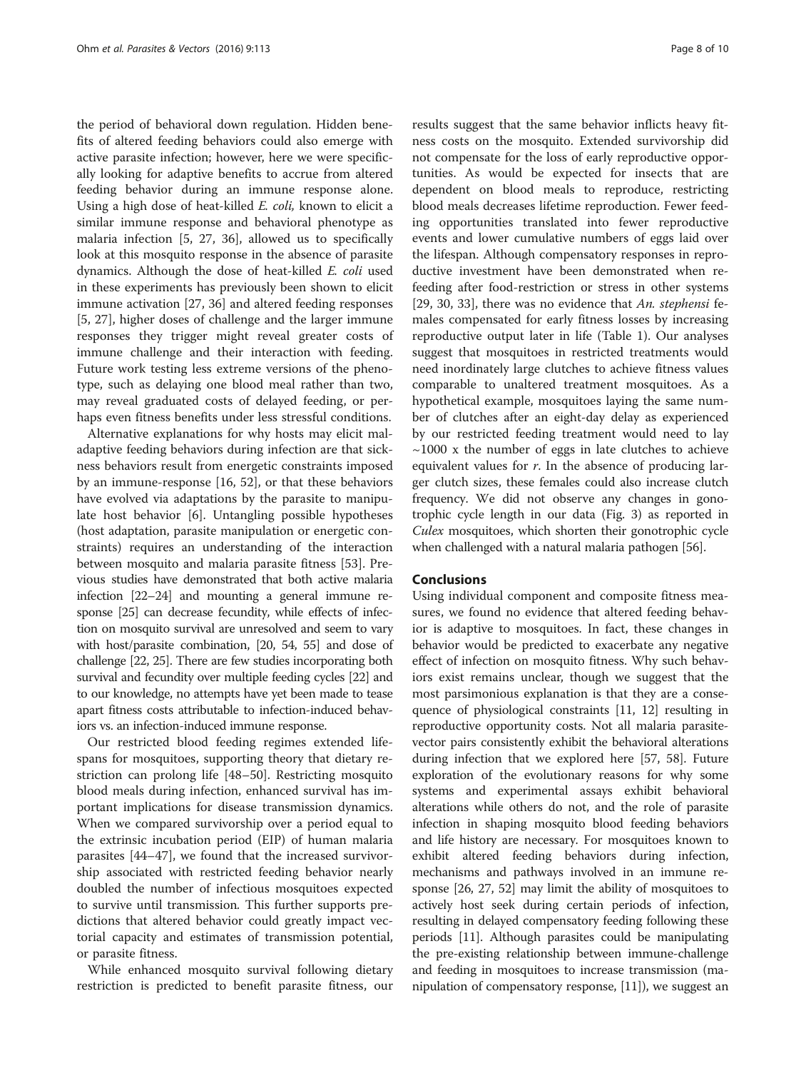the period of behavioral down regulation. Hidden benefits of altered feeding behaviors could also emerge with active parasite infection; however, here we were specifically looking for adaptive benefits to accrue from altered feeding behavior during an immune response alone. Using a high dose of heat-killed *E. coli,* known to elicit a similar immune response and behavioral phenotype as malaria infection [5, 27, 36], allowed us to specifically look at this mosquito response in the absence of parasite dynamics. Although the dose of heat-killed *E. coli* used in these experiments has previously been shown to elicit immune activation [27, 36] and altered feeding responses [5, 27], higher doses of challenge and the larger immune responses they trigger might reveal greater costs of immune challenge and their interaction with feeding. Future work testing less extreme versions of the phenotype, such as delaying one blood meal rather than two, may reveal graduated costs of delayed feeding, or perhaps even fitness benefits under less stressful conditions.

Alternative explanations for why hosts may elicit maladaptive feeding behaviors during infection are that sickness behaviors result from energetic constraints imposed by an immune-response [16, 52], or that these behaviors have evolved via adaptations by the parasite to manipulate host behavior [6]. Untangling possible hypotheses (host adaptation, parasite manipulation or energetic constraints) requires an understanding of the interaction between mosquito and malaria parasite fitness [53]. Previous studies have demonstrated that both active malaria infection [22–24] and mounting a general immune response [25] can decrease fecundity, while effects of infection on mosquito survival are unresolved and seem to vary with host/parasite combination, [20, 54, 55] and dose of challenge [22, 25]. There are few studies incorporating both survival and fecundity over multiple feeding cycles [22] and to our knowledge, no attempts have yet been made to tease apart fitness costs attributable to infection-induced behaviors vs. an infection-induced immune response.

Our restricted blood feeding regimes extended lifespans for mosquitoes, supporting theory that dietary restriction can prolong life [48–50]. Restricting mosquito blood meals during infection, enhanced survival has important implications for disease transmission dynamics. When we compared survivorship over a period equal to the extrinsic incubation period (EIP) of human malaria parasites [44–47], we found that the increased survivorship associated with restricted feeding behavior nearly doubled the number of infectious mosquitoes expected to survive until transmission. This further supports predictions that altered behavior could greatly impact vectorial capacity and estimates of transmission potential, or parasite fitness.

While enhanced mosquito survival following dietary restriction is predicted to benefit parasite fitness, our results suggest that the same behavior inflicts heavy fitness costs on the mosquito. Extended survivorship did not compensate for the loss of early reproductive opportunities. As would be expected for insects that are dependent on blood meals to reproduce, restricting blood meals decreases lifetime reproduction. Fewer feeding opportunities translated into fewer reproductive events and lower cumulative numbers of eggs laid over the lifespan. Although compensatory responses in reproductive investment have been demonstrated when re-feeding after food-restriction or stress in other systems [29, 30, 33], there was no evidence that *An. stephensi* females compensated for early fitness losses by increasing reproductive output later in life (Table 1). Our analyses suggest that mosquitoes in restricted treatments would need inordinately large clutches to achieve fitness values comparable to unaltered treatment mosquitoes. As a hypothetical example, mosquitoes laying the same number of clutches after an eight-day delay as experienced by our restricted feeding treatment would need to lay ~1000 x the number of eggs in late clutches to achieve equivalent values for $r$. In the absence of producing larger clutch sizes, these females could also increase clutch frequency. We did not observe any changes in gonotrophic cycle length in our data (Fig. 3) as reported in *Culex* mosquitoes, which shorten their gonotrophic cycle when challenged with a natural malaria pathogen [56].

## Conclusions

Using individual component and composite fitness measures, we found no evidence that altered feeding behavior is adaptive to mosquitoes. In fact, these changes in behavior would be predicted to exacerbate any negative effect of infection on mosquito fitness. Why such behaviors exist remains unclear, though we suggest that the most parsimonious explanation is that they are a consequence of physiological constraints [11, 12] resulting in reproductive opportunity costs. Not all malaria parasite-vector pairs consistently exhibit the behavioral alterations during infection that we explored here [57, 58]. Future exploration of the evolutionary reasons for why some systems and experimental assays exhibit behavioral alterations while others do not, and the role of parasite infection in shaping mosquito blood feeding behaviors and life history are necessary. For mosquitoes known to exhibit altered feeding behaviors during infection, mechanisms and pathways involved in an immune response [26, 27, 52] may limit the ability of mosquitoes to actively host seek during certain periods of infection, resulting in delayed compensatory feeding following these periods [11]. Although parasites could be manipulating the pre-existing relationship between immune-challenge and feeding in mosquitoes to increase transmission (manipulation of compensatory response, [11]), we suggest an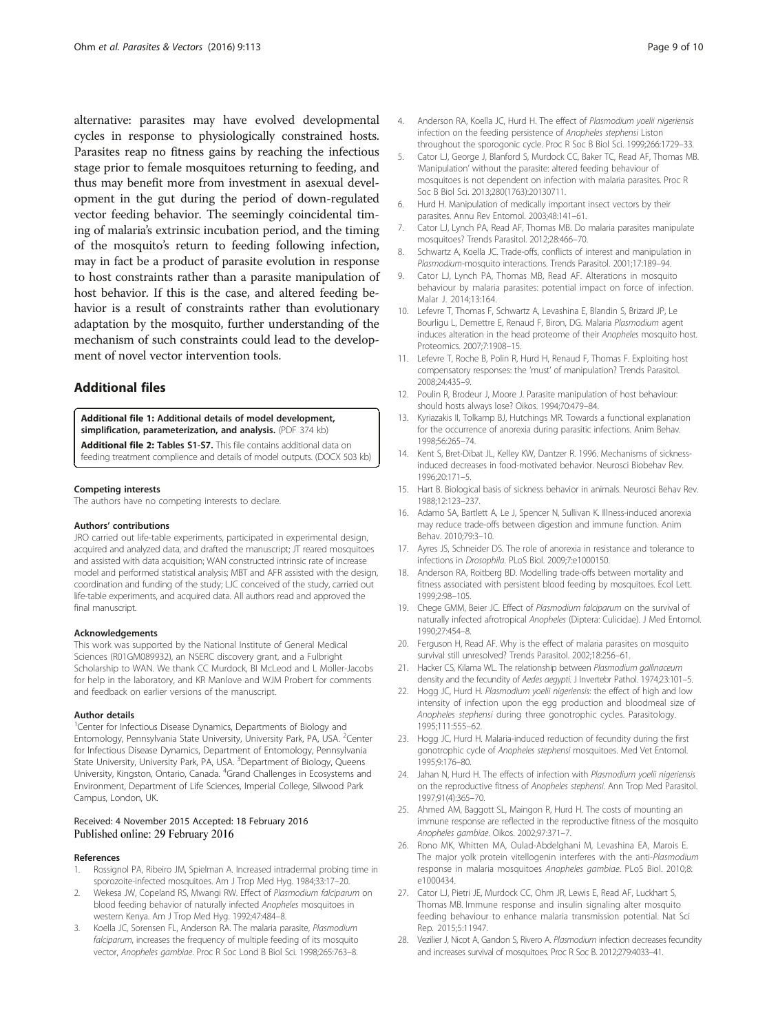alternative: parasites may have evolved developmental cycles in response to physiologically constrained hosts. Parasites reap no fitness gains by reaching the infectious stage prior to female mosquitoes returning to feeding, and thus may benefit more from investment in asexual development in the gut during the period of down-regulated vector feeding behavior. The seemingly coincidental timing of malaria's extrinsic incubation period, and the timing of the mosquito's return to feeding following infection, may in fact be a product of parasite evolution in response to host constraints rather than a parasite manipulation of host behavior. If this is the case, and altered feeding behavior is a result of constraints rather than evolutionary adaptation by the mosquito, further understanding of the mechanism of such constraints could lead to the development of novel vector intervention tools.

## Additional files

**Additional file 1: Additional details of model development, simplification, parameterization, and analysis.** (PDF 374 kb)

**Additional file 2: Tables S1-S7.** This file contains additional data on feeding treatment complience and details of model outputs. (DOCX 503 kb)

#### Competing interests

The authors have no competing interests to declare.

#### Authors' contributions

JRO carried out life-table experiments, participated in experimental design, acquired and analyzed data, and drafted the manuscript; JT reared mosquitoes and assisted with data acquisition; WAN constructed intrinsic rate of increase model and performed statistical analysis; MBT and AFR assisted with the design, coordination and funding of the study; LJC conceived of the study, carried out life-table experiments, and acquired data. All authors read and approved the final manuscript.

#### Acknowledgements

This work was supported by the National Institute of General Medical Sciences (R01GM089932), an NSERC discovery grant, and a Fulbright Scholarship to WAN. We thank CC Murdock, BI McLeod and L Moller-Jacobs for help in the laboratory, and KR Manlove and WJM Probert for comments and feedback on earlier versions of the manuscript.

#### Author details

[1]Center for Infectious Disease Dynamics, Departments of Biology and Entomology, Pennsylvania State University, University Park, PA, USA. [2]Center for Infectious Disease Dynamics, Department of Entomology, Pennsylvania State University, University Park, PA, USA. [3]Department of Biology, Queens University, Kingston, Ontario, Canada. [4]Grand Challenges in Ecosystems and Environment, Department of Life Sciences, Imperial College, Silwood Park Campus, London, UK.

Received: 4 November 2015 Accepted: 18 February 2016
Published online: 29 February 2016

#### References

1. Rossignol PA, Ribeiro JM, Spielman A. Increased intradermal probing time in sporozoite-infected mosquitoes. Am J Trop Med Hyg. 1984;33:17–20.
2. Wekesa JW, Copeland RS, Mwangi RW. Effect of *Plasmodium falciparum* on blood feeding behavior of naturally infected *Anopheles* mosquitoes in western Kenya. Am J Trop Med Hyg. 1992;47:484–8.
3. Koella JC, Sorensen FL, Anderson RA. The malaria parasite, *Plasmodium falciparum*, increases the frequency of multiple feeding of its mosquito vector, *Anopheles gambiae*. Proc R Soc Lond B Biol Sci. 1998;265:763–8.
4. Anderson RA, Koella JC, Hurd H. The effect of *Plasmodium yoelii nigeriensis* infection on the feeding persistence of *Anopheles stephensi* Liston throughout the sporogonic cycle. Proc R Soc B Biol Sci. 1999;266:1729–33.
5. Cator LJ, George J, Blanford S, Murdock CC, Baker TC, Read AF, Thomas MB. 'Manipulation' without the parasite: altered feeding behaviour of mosquitoes is not dependent on infection with malaria parasites. Proc R Soc B Biol Sci. 2013;280(1763):20130711.
6. Hurd H. Manipulation of medically important insect vectors by their parasites. Annu Rev Entomol. 2003;48:141–61.
7. Cator LJ, Lynch PA, Read AF, Thomas MB. Do malaria parasites manipulate mosquitoes? Trends Parasitol. 2012;28:466–70.
8. Schwartz A, Koella JC. Trade-offs, conflicts of interest and manipulation in *Plasmodium*-mosquito interactions. Trends Parasitol. 2001;17:189–94.
9. Cator LJ, Lynch PA, Thomas MB, Read AF. Alterations in mosquito behaviour by malaria parasites: potential impact on force of infection. Malar J. 2014;13:164.
10. Lefevre T, Thomas F, Schwartz A, Levashina E, Blandin S, Brizard JP, Le Bourligu L, Demettre E, Renaud F, Biron, DG. Malaria *Plasmodium* agent induces alteration in the head proteome of their *Anopheles* mosquito host. Proteomics. 2007;7:1908–15.
11. Lefevre T, Roche B, Polin R, Hurd H, Renaud F, Thomas F. Exploiting host compensatory responses: the 'must' of manipulation? Trends Parasitol. 2008;24:435–9.
12. Poulin R, Brodeur J, Moore J. Parasite manipulation of host behaviour: should hosts always lose? Oikos. 1994;70:479–84.
13. Kyriazakis II, Tolkamp BJ, Hutchings MR. Towards a functional explanation for the occurrence of anorexia during parasitic infections. Anim Behav. 1998;56:265–74.
14. Kent S, Bret-Dibat JL, Kelley KW, Dantzer R. 1996. Mechanisms of sickness-induced decreases in food-motivated behavior. Neurosci Biobehav Rev. 1996;20:171–5.
15. Hart B. Biological basis of sickness behavior in animals. Neurosci Behav Rev. 1988;12:123–237.
16. Adamo SA, Bartlett A, Le J, Spencer N, Sullivan K. Illness-induced anorexia may reduce trade-offs between digestion and immune function. Anim Behav. 2010;79:3–10.
17. Ayres JS, Schneider DS. The role of anorexia in resistance and tolerance to infections in *Drosophila*. PLoS Biol. 2009;7:e1000150.
18. Anderson RA, Roitberg BD. Modelling trade-offs between mortality and fitness associated with persistent blood feeding by mosquitoes. Ecol Lett. 1999;2:98–105.
19. Chege GMM, Beier JC. Effect of *Plasmodium falciparum* on the survival of naturally infected afrotropical *Anopheles* (Diptera: Culicidae). J Med Entomol. 1990;27:454–8.
20. Ferguson H, Read AF. Why is the effect of malaria parasites on mosquito survival still unresolved? Trends Parasitol. 2002;18:256–61.
21. Hacker CS, Kilama WL. The relationship between *Plasmodium gallinaceum* density and the fecundity of *Aedes aegypti*. J Invertebr Pathol. 1974;23:101–5.
22. Hogg JC, Hurd H. *Plasmodium yoelii nigeriensis*: the effect of high and low intensity of infection upon the egg production and bloodmeal size of *Anopheles stephensi* during three gonotrophic cycles. Parasitology. 1995;111:555–62.
23. Hogg JC, Hurd H. Malaria-induced reduction of fecundity during the first gonotrophic cycle of *Anopheles stephensi* mosquitoes. Med Vet Entomol. 1995;9:176–80.
24. Jahan N, Hurd H. The effects of infection with *Plasmodium yoelii nigeriensis* on the reproductive fitness of *Anopheles stephensi*. Ann Trop Med Parasitol. 1997;91(4):365–70.
25. Ahmed AM, Baggott SL, Maingon R, Hurd H. The costs of mounting an immune response are reflected in the reproductive fitness of the mosquito *Anopheles gambiae*. Oikos. 2002;97:371–7.
26. Rono MK, Whitten MA, Oulad-Abdelghani M, Levashina EA, Marois E. The major yolk protein vitellogenin interferes with the anti-*Plasmodium* response in malaria mosquitoes *Anopheles gambiae*. PLoS Biol. 2010;8:e1000434.
27. Cator LJ, Pietri JE, Murdock CC, Ohm JR, Lewis E, Read AF, Luckhart S, Thomas MB. Immune response and insulin signaling alter mosquito feeding behaviour to enhance malaria transmission potential. Nat Sci Rep. 2015;5:11947.
28. Vezilier J, Nicot A, Gandon S, Rivero A. *Plasmodium* infection decreases fecundity and increases survival of mosquitoes. Proc R Soc B. 2012;279:4033–41.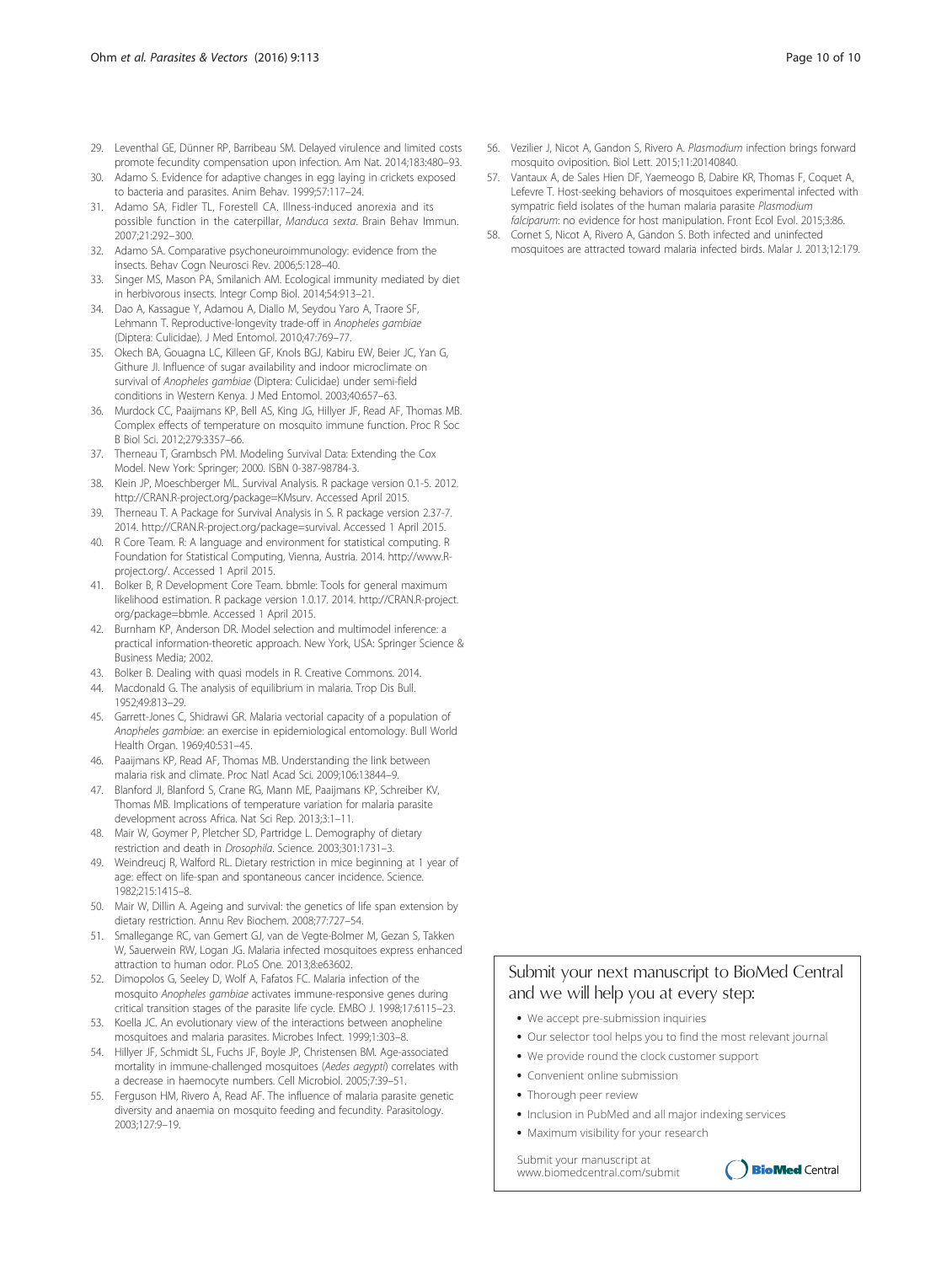29. Leventhal GE, Dünner RP, Barribeau SM. Delayed virulence and limited costs promote fecundity compensation upon infection. Am Nat. 2014;183:480–93.
30. Adamo S. Evidence for adaptive changes in egg laying in crickets exposed to bacteria and parasites. Anim Behav. 1999;57:117–24.
31. Adamo SA, Fidler TL, Forestell CA. Illness-induced anorexia and its possible function in the caterpillar, *Manduca sexta*. Brain Behav Immun. 2007;21:292–300.
32. Adamo SA. Comparative psychoneuroimmunology: evidence from the insects. Behav Cogn Neurosci Rev. 2006;5:128–40.
33. Singer MS, Mason PA, Smilanich AM. Ecological immunity mediated by diet in herbivorous insects. Integr Comp Biol. 2014;54:913–21.
34. Dao A, Kassague Y, Adamou A, Diallo M, Seydou Yaro A, Traore SF, Lehmann T. Reproductive-longevity trade-off in *Anopheles gambiae* (Diptera: Culicidae). J Med Entomol. 2010;47:769–77.
35. Okech BA, Gouagna LC, Killeen GF, Knols BGJ, Kabiru EW, Beier JC, Yan G, Githure JI. Influence of sugar availability and indoor microclimate on survival of *Anopheles gambiae* (Diptera: Culicidae) under semi-field conditions in Western Kenya. J Med Entomol. 2003;40:657–63.
36. Murdock CC, Paaijmans KP, Bell AS, King JG, Hillyer JF, Read AF, Thomas MB. Complex effects of temperature on mosquito immune function. Proc R Soc B Biol Sci. 2012;279:3357–66.
37. Therneau T, Grambsch PM. Modeling Survival Data: Extending the Cox Model. New York: Springer; 2000. ISBN 0-387-98784-3.
38. Klein JP, Moeschberger ML. Survival Analysis. R package version 0.1-5. 2012. http://CRAN.R-project.org/package=KMsurv. Accessed April 2015.
39. Therneau T. A Package for Survival Analysis in S. R package version 2.37-7. 2014. http://CRAN.R-project.org/package=survival. Accessed 1 April 2015.
40. R Core Team. R: A language and environment for statistical computing. R Foundation for Statistical Computing, Vienna, Austria. 2014. http://www.R-project.org/. Accessed 1 April 2015.
41. Bolker B, R Development Core Team. bbmle: Tools for general maximum likelihood estimation. R package version 1.0.17. 2014. http://CRAN.R-project.org/package=bbmle. Accessed 1 April 2015.
42. Burnham KP, Anderson DR. Model selection and multimodel inference: a practical information-theoretic approach. New York, USA: Springer Science & Business Media; 2002.
43. Bolker B. Dealing with quasi models in R. Creative Commons. 2014.
44. Macdonald G. The analysis of equilibrium in malaria. Trop Dis Bull. 1952;49:813–29.
45. Garrett-Jones C, Shidrawi GR. Malaria vectorial capacity of a population of *Anopheles gambiae*: an exercise in epidemiological entomology. Bull World Health Organ. 1969;40:531–45.
46. Paaijmans KP, Read AF, Thomas MB. Understanding the link between malaria risk and climate. Proc Natl Acad Sci. 2009;106:13844–9.
47. Blanford JI, Blanford S, Crane RG, Mann ME, Paaijmans KP, Schreiber KV, Thomas MB. Implications of temperature variation for malaria parasite development across Africa. Nat Sci Rep. 2013;3:1–11.
48. Mair W, Goymer P, Pletcher SD, Partridge L. Demography of dietary restriction and death in *Drosophila*. Science. 2003;301:1731–3.
49. Weindreucj R, Walford RL. Dietary restriction in mice beginning at 1 year of age: effect on life-span and spontaneous cancer incidence. Science. 1982;215:1415–8.
50. Mair W, Dillin A. Ageing and survival: the genetics of life span extension by dietary restriction. Annu Rev Biochem. 2008;77:727–54.
51. Smallegange RC, van Gemert GJ, van de Vegte-Bolmer M, Gezan S, Takken W, Sauerwein RW, Logan JG. Malaria infected mosquitoes express enhanced attraction to human odor. PLoS One. 2013;8:e63602.
52. Dimopolos G, Seeley D, Wolf A, Fafatos FC. Malaria infection of the mosquito *Anopheles gambiae* activates immune-responsive genes during critical transition stages of the parasite life cycle. EMBO J. 1998;17:6115–23.
53. Koella JC. An evolutionary view of the interactions between anopheline mosquitoes and malaria parasites. Microbes Infect. 1999;1:303–8.
54. Hillyer JF, Schmidt SL, Fuchs JF, Boyle JP, Christensen BM. Age-associated mortality in immune-challenged mosquitoes (*Aedes aegypti*) correlates with a decrease in haemocyte numbers. Cell Microbiol. 2005;7:39–51.
55. Ferguson HM, Rivero A, Read AF. The influence of malaria parasite genetic diversity and anaemia on mosquito feeding and fecundity. Parasitology. 2003;127:9–19.
56. Vezilier J, Nicot A, Gandon S, Rivero A. *Plasmodium* infection brings forward mosquito oviposition. Biol Lett. 2015;11:20140840.
57. Vantaux A, de Sales Hien DF, Yaemeogo B, Dabire KR, Thomas F, Coquet A, Lefevre T. Host-seeking behaviors of mosquitoes experimental infected with sympatric field isolates of the human malaria parasite *Plasmodium falciparum*: no evidence for host manipulation. Front Ecol Evol. 2015;3:86.
58. Cornet S, Nicot A, Rivero A, Gandon S. Both infected and uninfected mosquitoes are attracted toward malaria infected birds. Malar J. 2013;12:179.

Submit your next manuscript to BioMed Central and we will help you at every step:

- We accept pre-submission inquiries
- Our selector tool helps you to find the most relevant journal
- We provide round the clock customer support
- Convenient online submission
- Thorough peer review
- Inclusion in PubMed and all major indexing services
- Maximum visibility for your research

Submit your manuscript at www.biomedcentral.com/submit

BioMed Central